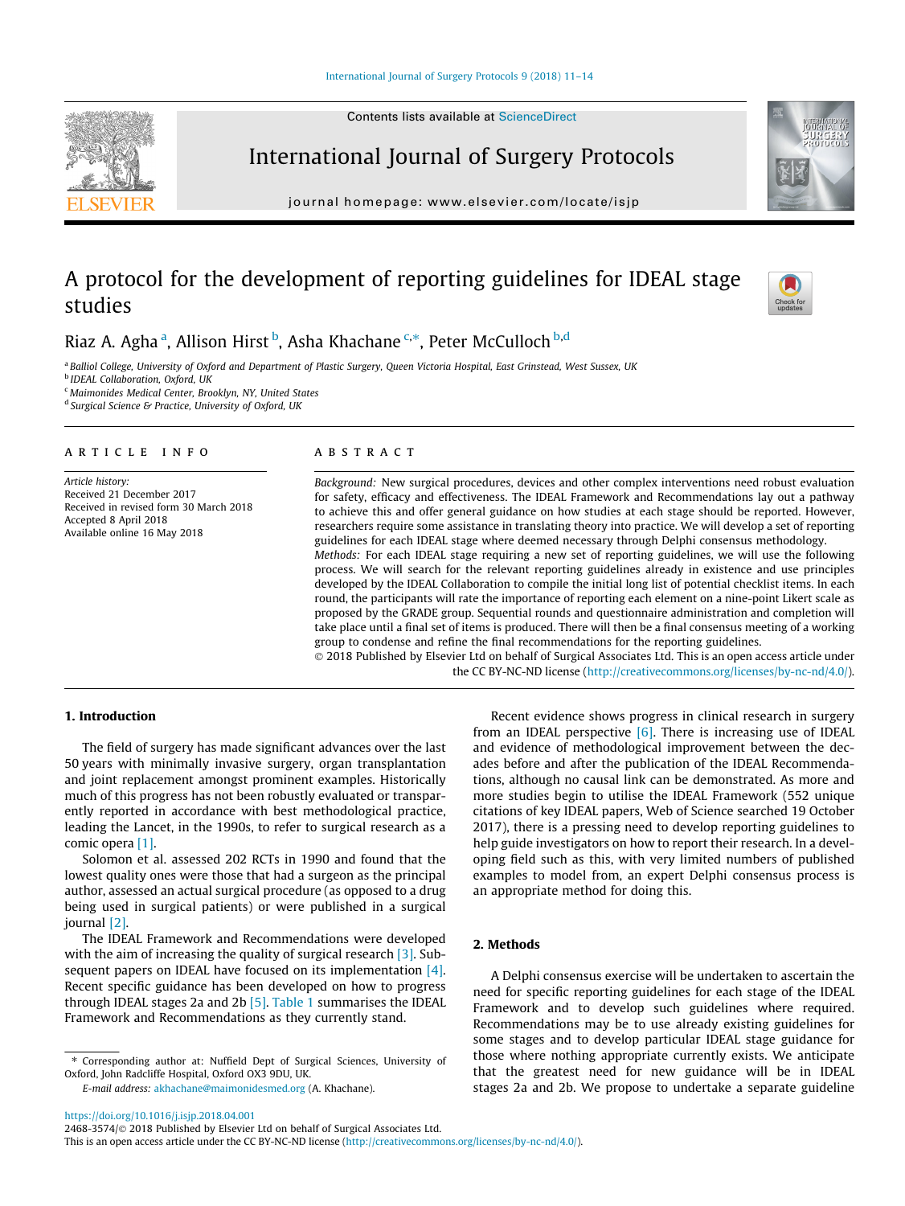# A protocol for the development of reporting guidelines for IDEAL stage studies

Riaz A. Agha [a], Allison Hirst [b], Asha Khachane [c,*], Peter McCulloch [b,d]

[a] Balliol College, University of Oxford and Department of Plastic Surgery, Queen Victoria Hospital, East Grinstead, West Sussex, UK
[b] IDEAL Collaboration, Oxford, UK
[c] Maimonides Medical Center, Brooklyn, NY, United States
[d] Surgical Science & Practice, University of Oxford, UK

## ARTICLE INFO

*Article history:*
Received 21 December 2017
Received in revised form 30 March 2018
Accepted 8 April 2018
Available online 16 May 2018

## ABSTRACT

*Background:* New surgical procedures, devices and other complex interventions need robust evaluation for safety, efficacy and effectiveness. The IDEAL Framework and Recommendations lay out a pathway to achieve this and offer general guidance on how studies at each stage should be reported. However, researchers require some assistance in translating theory into practice. We will develop a set of reporting guidelines for each IDEAL stage where deemed necessary through Delphi consensus methodology.

*Methods:* For each IDEAL stage requiring a new set of reporting guidelines, we will use the following process. We will search for the relevant reporting guidelines already in existence and use principles developed by the IDEAL Collaboration to compile the initial long list of potential checklist items. In each round, the participants will rate the importance of reporting each element on a nine-point Likert scale as proposed by the GRADE group. Sequential rounds and questionnaire administration and completion will take place until a final set of items is produced. There will then be a final consensus meeting of a working group to condense and refine the final recommendations for the reporting guidelines.

© 2018 Published by Elsevier Ltd on behalf of Surgical Associates Ltd. This is an open access article under the CC BY-NC-ND license (http://creativecommons.org/licenses/by-nc-nd/4.0/).

## 1. Introduction

The field of surgery has made significant advances over the last 50 years with minimally invasive surgery, organ transplantation and joint replacement amongst prominent examples. Historically much of this progress has not been robustly evaluated or transparently reported in accordance with best methodological practice, leading the Lancet, in the 1990s, to refer to surgical research as a comic opera [1].

Solomon et al. assessed 202 RCTs in 1990 and found that the lowest quality ones were those that had a surgeon as the principal author, assessed an actual surgical procedure (as opposed to a drug being used in surgical patients) or were published in a surgical journal [2].

The IDEAL Framework and Recommendations were developed with the aim of increasing the quality of surgical research [3]. Subsequent papers on IDEAL have focused on its implementation [4]. Recent specific guidance has been developed on how to progress through IDEAL stages 2a and 2b [5]. Table 1 summarises the IDEAL Framework and Recommendations as they currently stand.

Recent evidence shows progress in clinical research in surgery from an IDEAL perspective [6]. There is increasing use of IDEAL and evidence of methodological improvement between the decades before and after the publication of the IDEAL Recommendations, although no causal link can be demonstrated. As more and more studies begin to utilise the IDEAL Framework (552 unique citations of key IDEAL papers, Web of Science searched 19 October 2017), there is a pressing need to develop reporting guidelines to help guide investigators on how to report their research. In a developing field such as this, with very limited numbers of published examples to model from, an expert Delphi consensus process is an appropriate method for doing this.

## 2. Methods

A Delphi consensus exercise will be undertaken to ascertain the need for specific reporting guidelines for each stage of the IDEAL Framework and to develop such guidelines where required. Recommendations may be to use already existing guidelines for some stages and to develop particular IDEAL stage guidance for those where nothing appropriate currently exists. We anticipate that the greatest need for new guidance will be in IDEAL stages 2a and 2b. We propose to undertake a separate guideline

* Corresponding author at: Nuffield Dept of Surgical Sciences, University of Oxford, John Radcliffe Hospital, Oxford OX3 9DU, UK.
*E-mail address:* akhachane@maimonidesmed.org (A. Khachane).

https://doi.org/10.1016/j.isjp.2018.04.001
2468-3574/© 2018 Published by Elsevier Ltd on behalf of Surgical Associates Ltd.
This is an open access article under the CC BY-NC-ND license (http://creativecommons.org/licenses/by-nc-nd/4.0/).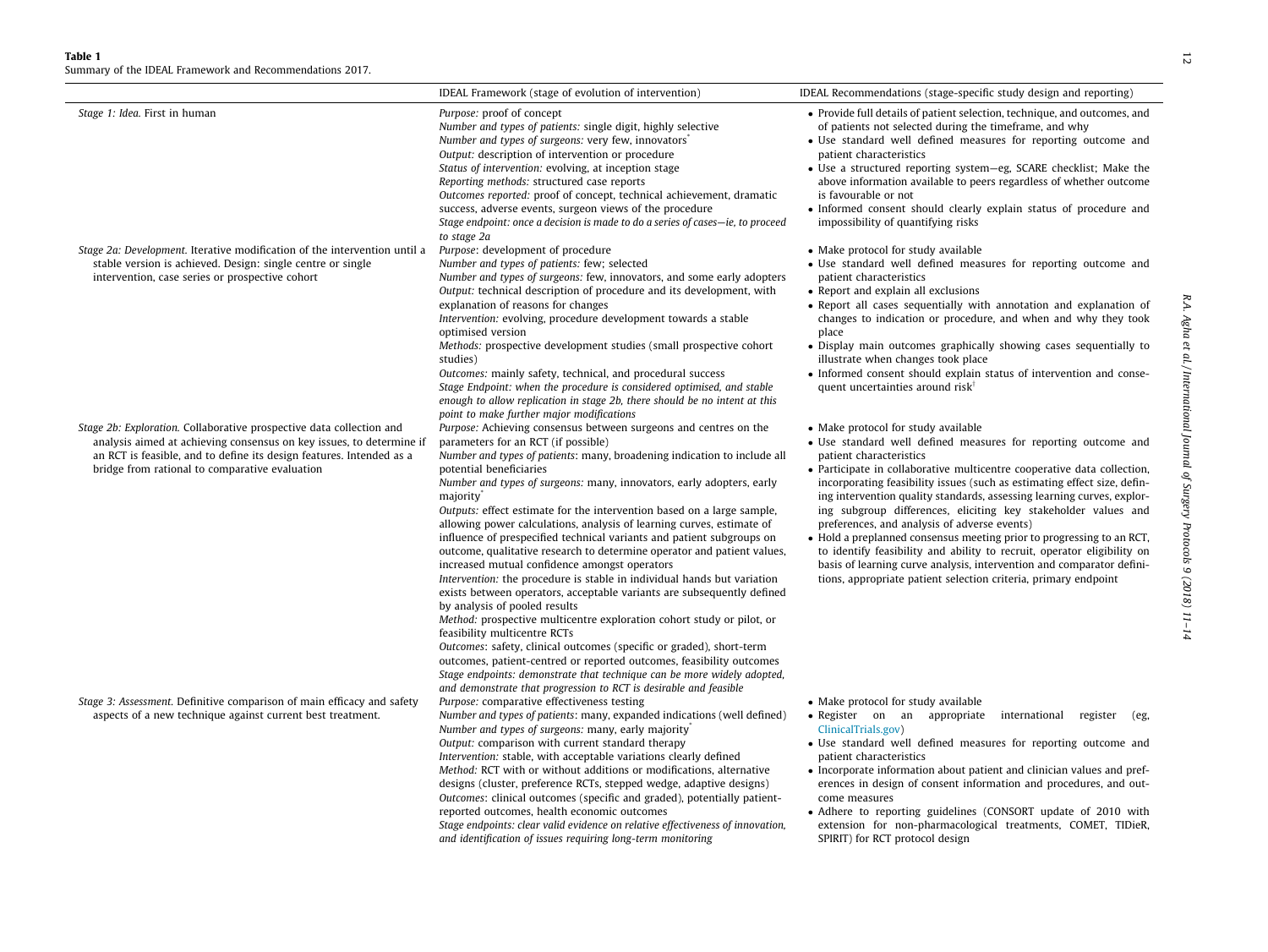**Table 1**
Summary of the IDEAL Framework and Recommendations 2017.

| | IDEAL Framework (stage of evolution of intervention) | IDEAL Recommendations (stage-specific study design and reporting) |
|---|---|---|
| *Stage 1: Idea.* First in human | *Purpose:* proof of concept<br>*Number and types of patients:* single digit, highly selective<br>*Number and types of surgeons:* very few, innovators[*]<br>*Output:* description of intervention or procedure<br>*Status of intervention:* evolving, at inception stage<br>*Reporting methods:* structured case reports<br>*Outcomes reported:* proof of concept, technical achievement, dramatic success, adverse events, surgeon views of the procedure<br>*Stage endpoint: once a decision is made to do a series of cases—ie, to proceed to stage 2a* | • Provide full details of patient selection, technique, and outcomes, and of patients not selected during the timeframe, and why<br>• Use standard well defined measures for reporting outcome and patient characteristics<br>• Use a structured reporting system—eg, SCARE checklist; Make the above information available to peers regardless of whether outcome is favourable or not<br>• Informed consent should clearly explain status of procedure and impossibility of quantifying risks |
| *Stage 2a: Development.* Iterative modification of the intervention until a stable version is achieved. Design: single centre or single intervention, case series or prospective cohort | *Purpose*: development of procedure<br>*Number and types of patients:* few; selected<br>*Number and types of surgeons:* few, innovators, and some early adopters<br>*Output:* technical description of procedure and its development, with explanation of reasons for changes<br>*Intervention:* evolving, procedure development towards a stable optimised version<br>*Methods:* prospective development studies (small prospective cohort studies)<br>*Outcomes:* mainly safety, technical, and procedural success<br>*Stage Endpoint: when the procedure is considered optimised, and stable enough to allow replication in stage 2b, there should be no intent at this point to make further major modifications* | • Make protocol for study available<br>• Use standard well defined measures for reporting outcome and patient characteristics<br>• Report and explain all exclusions<br>• Report all cases sequentially with annotation and explanation of changes to indication or procedure, and when and why they took place<br>• Display main outcomes graphically showing cases sequentially to illustrate when changes took place<br>• Informed consent should explain status of intervention and consequent uncertainties around risk[†] |
| *Stage 2b: Exploration.* Collaborative prospective data collection and analysis aimed at achieving consensus on key issues, to determine if an RCT is feasible, and to define its design features. Intended as a bridge from rational to comparative evaluation | *Purpose:* Achieving consensus between surgeons and centres on the parameters for an RCT (if possible)<br>*Number and types of patients*: many, broadening indication to include all potential beneficiaries<br>*Number and types of surgeons:* many, innovators, early adopters, early majority[*]<br>*Outputs:* effect estimate for the intervention based on a large sample, allowing power calculations, analysis of learning curves, estimate of influence of prespecified technical variants and patient subgroups on outcome, qualitative research to determine operator and patient values, increased mutual confidence amongst operators<br>*Intervention:* the procedure is stable in individual hands but variation exists between operators, acceptable variants are subsequently defined by analysis of pooled results<br>*Method:* prospective multicentre exploration cohort study or pilot, or feasibility multicentre RCTs<br>*Outcomes*: safety, clinical outcomes (specific or graded), short-term outcomes, patient-centred or reported outcomes, feasibility outcomes<br>*Stage endpoints: demonstrate that technique can be more widely adopted, and demonstrate that progression to RCT is desirable and feasible* | • Make protocol for study available<br>• Use standard well defined measures for reporting outcome and patient characteristics<br>• Participate in collaborative multicentre cooperative data collection, incorporating feasibility issues (such as estimating effect size, defining intervention quality standards, assessing learning curves, exploring subgroup differences, eliciting key stakeholder values and preferences, and analysis of adverse events)<br>• Hold a preplanned consensus meeting prior to progressing to an RCT, to identify feasibility and ability to recruit, operator eligibility on basis of learning curve analysis, intervention and comparator definitions, appropriate patient selection criteria, primary endpoint |
| *Stage 3: Assessment.* Definitive comparison of main efficacy and safety aspects of a new technique against current best treatment. | *Purpose:* comparative effectiveness testing<br>*Number and types of patients*: many, expanded indications (well defined)<br>*Number and types of surgeons:* many, early majority[*]<br>*Output:* comparison with current standard therapy<br>*Intervention:* stable, with acceptable variations clearly defined<br>*Method:* RCT with or without additions or modifications, alternative designs (cluster, preference RCTs, stepped wedge, adaptive designs)<br>*Outcomes*: clinical outcomes (specific and graded), potentially patient-reported outcomes, health economic outcomes<br>*Stage endpoints: clear valid evidence on relative effectiveness of innovation, and identification of issues requiring long-term monitoring* | • Make protocol for study available<br>• Register on an appropriate international register (eg, ClinicalTrials.gov)<br>• Use standard well defined measures for reporting outcome and patient characteristics<br>• Incorporate information about patient and clinician values and preferences in design of consent information and procedures, and outcome measures<br>• Adhere to reporting guidelines (CONSORT update of 2010 with extension for non-pharmacological treatments, COMET, TIDieR, SPIRIT) for RCT protocol design |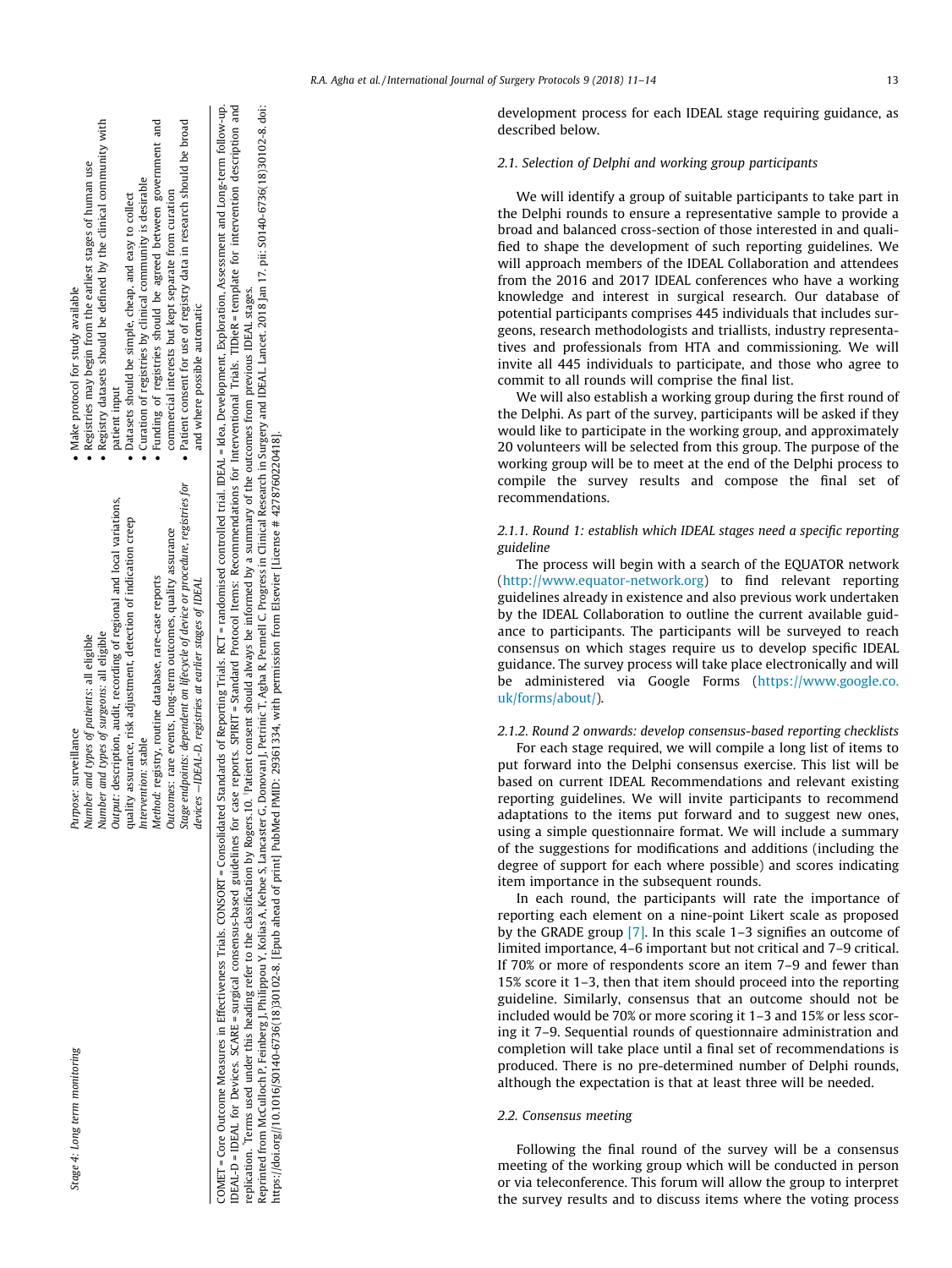| Stage 4: Long term monitoring | Purpose: surveillance<br>Number and types of patients: all eligible<br>Number and types of surgeons: all eligible<br>Output: description, audit, recording of regional and local variations, quality assurance, risk adjustment, detection of indication creep<br>Intervention: stable<br>Method: registry, routine database, rare-case reports<br>Outcomes: rare events, long-term outcomes, quality assurance<br>Stage endpoints: dependent on lifecycle of device or procedure, registries for devices –IDEAL-D, registries at earlier stages of IDEAL | • Make protocol for study available<br>• Registries may begin from the earliest stages of human use<br>• Registry datasets should be defined by the clinical community with patient input<br>• Datasets should be simple, cheap, and easy to collect<br>• Curation of registries by clinical community is desirable<br>• Funding of registries should be agreed between government and commercial interests but kept separate from curation<br>• Patient consent for use of registry data in research should be broad and where possible automatic |
|---|---|---|

COMET = Core Outcome Measures in Effectiveness Trials. CONSORT = Consolidated Standards of Reporting Trials. RCT = randomised controlled trial. IDEAL = Idea, Development, Exploration, Assessment and Long-term follow-up. IDEAL-D = IDEAL for Devices. SCARE = surgical consensus-based guidelines for case reports. SPIRIT = Standard Protocol Items: Recommendations for Interventional Trials. TIDieR = template for intervention description and replication. [a]Terms used under this heading refer to the classification by Rogers.10. [b]Patient consent should always be informed by a summary of the outcomes from previous IDEAL stages.
Reprinted from McCulloch P, Feinberg J, Philippou Y, Kolias A, Kehoe S, Lancaster G, Donovan J, Petrinic T, Agha R, Pennell C. Progress in Clinical Research in Surgery and IDEAL. Lancet. 2018 Jan 17. pii: S0140-6736(18)30102-8. doi: https://doi.org/10.1016/S0140-6736(18)30102-8. [Epub ahead of print] PubMed PMID: 29361334, with permission from Elsevier [License # 4278760220418].

development process for each IDEAL stage requiring guidance, as described below.

### 2.1. Selection of Delphi and working group participants

We will identify a group of suitable participants to take part in the Delphi rounds to ensure a representative sample to provide a broad and balanced cross-section of those interested in and qualified to shape the development of such reporting guidelines. We will approach members of the IDEAL Collaboration and attendees from the 2016 and 2017 IDEAL conferences who have a working knowledge and interest in surgical research. Our database of potential participants comprises 445 individuals that includes surgeons, research methodologists and triallists, industry representatives and professionals from HTA and commissioning. We will invite all 445 individuals to participate, and those who agree to commit to all rounds will comprise the final list.

We will also establish a working group during the first round of the Delphi. As part of the survey, participants will be asked if they would like to participate in the working group, and approximately 20 volunteers will be selected from this group. The purpose of the working group will be to meet at the end of the Delphi process to compile the survey results and compose the final set of recommendations.

#### 2.1.1. Round 1: establish which IDEAL stages need a specific reporting guideline

The process will begin with a search of the EQUATOR network (http://www.equator-network.org) to find relevant reporting guidelines already in existence and also previous work undertaken by the IDEAL Collaboration to outline the current available guidance to participants. The participants will be surveyed to reach consensus on which stages require us to develop specific IDEAL guidance. The survey process will take place electronically and will be administered via Google Forms (https://www.google.co.uk/forms/about/).

#### 2.1.2. Round 2 onwards: develop consensus-based reporting checklists

For each stage required, we will compile a long list of items to put forward into the Delphi consensus exercise. This list will be based on current IDEAL Recommendations and relevant existing reporting guidelines. We will invite participants to recommend adaptations to the items put forward and to suggest new ones, using a simple questionnaire format. We will include a summary of the suggestions for modifications and additions (including the degree of support for each where possible) and scores indicating item importance in the subsequent rounds.

In each round, the participants will rate the importance of reporting each element on a nine-point Likert scale as proposed by the GRADE group [7]. In this scale 1–3 signifies an outcome of limited importance, 4–6 important but not critical and 7–9 critical. If 70% or more of respondents score an item 7–9 and fewer than 15% score it 1–3, then that item should proceed into the reporting guideline. Similarly, consensus that an outcome should not be included would be 70% or more scoring it 1–3 and 15% or less scoring it 7–9. Sequential rounds of questionnaire administration and completion will take place until a final set of recommendations is produced. There is no pre-determined number of Delphi rounds, although the expectation is that at least three will be needed.

### 2.2. Consensus meeting

Following the final round of the survey will be a consensus meeting of the working group which will be conducted in person or via teleconference. This forum will allow the group to interpret the survey results and to discuss items where the voting process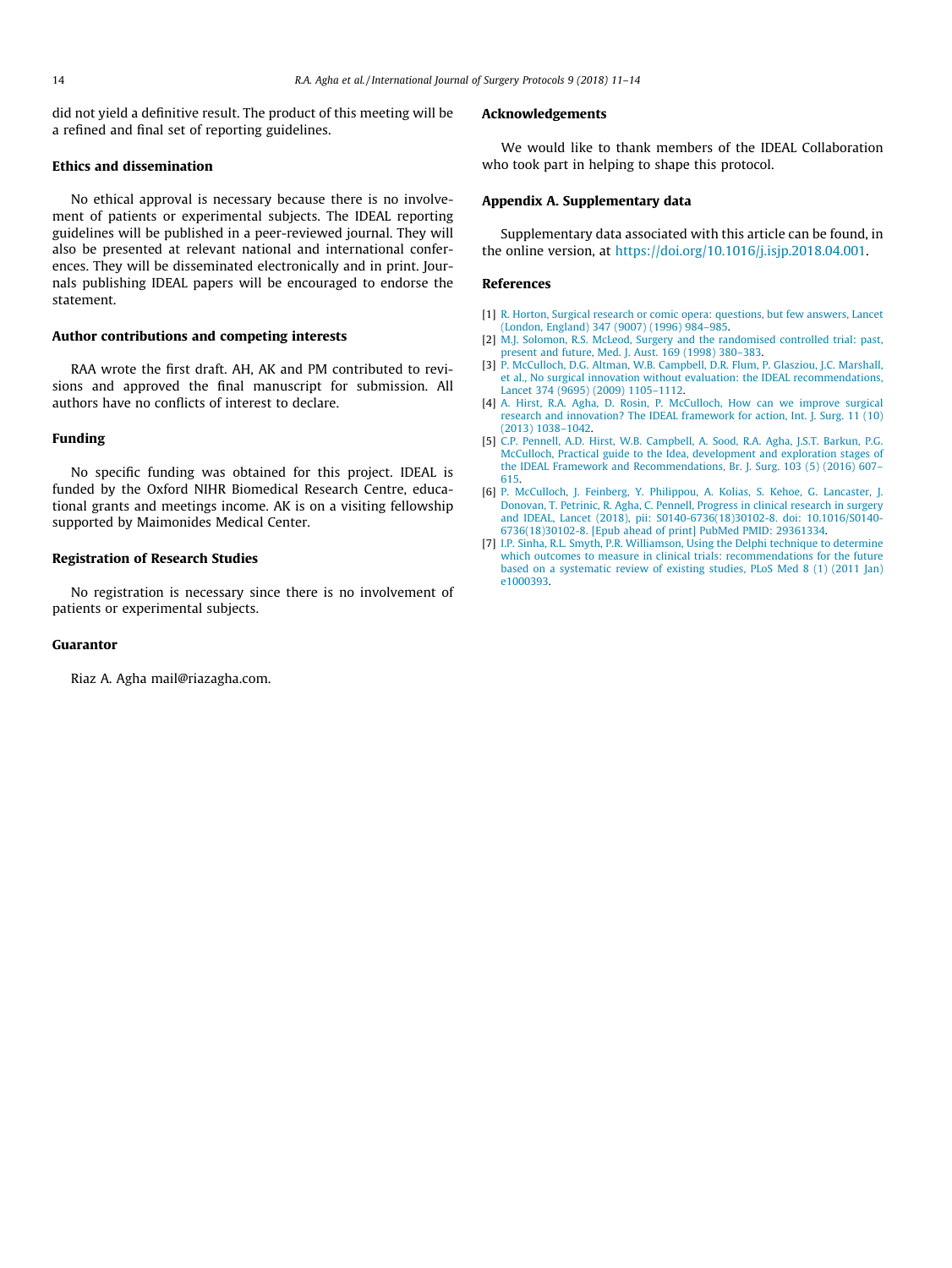did not yield a definitive result. The product of this meeting will be a refined and final set of reporting guidelines.

## Ethics and dissemination

No ethical approval is necessary because there is no involvement of patients or experimental subjects. The IDEAL reporting guidelines will be published in a peer-reviewed journal. They will also be presented at relevant national and international conferences. They will be disseminated electronically and in print. Journals publishing IDEAL papers will be encouraged to endorse the statement.

## Author contributions and competing interests

RAA wrote the first draft. AH, AK and PM contributed to revisions and approved the final manuscript for submission. All authors have no conflicts of interest to declare.

## Funding

No specific funding was obtained for this project. IDEAL is funded by the Oxford NIHR Biomedical Research Centre, educational grants and meetings income. AK is on a visiting fellowship supported by Maimonides Medical Center.

## Registration of Research Studies

No registration is necessary since there is no involvement of patients or experimental subjects.

## Guarantor

Riaz A. Agha mail@riazagha.com.

## Acknowledgements

We would like to thank members of the IDEAL Collaboration who took part in helping to shape this protocol.

## Appendix A. Supplementary data

Supplementary data associated with this article can be found, in the online version, at https://doi.org/10.1016/j.isjp.2018.04.001.

## References

[1] R. Horton, Surgical research or comic opera: questions, but few answers, Lancet (London, England) 347 (9007) (1996) 984–985.

[2] M.J. Solomon, R.S. McLeod, Surgery and the randomised controlled trial: past, present and future, Med. J. Aust. 169 (1998) 380–383.

[3] P. McCulloch, D.G. Altman, W.B. Campbell, D.R. Flum, P. Glasziou, J.C. Marshall, et al., No surgical innovation without evaluation: the IDEAL recommendations, Lancet 374 (9695) (2009) 1105–1112.

[4] A. Hirst, R.A. Agha, D. Rosin, P. McCulloch, How can we improve surgical research and innovation? The IDEAL framework for action, Int. J. Surg. 11 (10) (2013) 1038–1042.

[5] C.P. Pennell, A.D. Hirst, W.B. Campbell, A. Sood, R.A. Agha, J.S.T. Barkun, P.G. McCulloch, Practical guide to the Idea, development and exploration stages of the IDEAL Framework and Recommendations, Br. J. Surg. 103 (5) (2016) 607–615.

[6] P. McCulloch, J. Feinberg, Y. Philippou, A. Kolias, S. Kehoe, G. Lancaster, J. Donovan, T. Petrinic, R. Agha, C. Pennell, Progress in clinical research in surgery and IDEAL, Lancet (2018), pii: S0140-6736(18)30102-8. doi: 10.1016/S0140-6736(18)30102-8. [Epub ahead of print] PubMed PMID: 29361334.

[7] I.P. Sinha, R.L. Smyth, P.R. Williamson, Using the Delphi technique to determine which outcomes to measure in clinical trials: recommendations for the future based on a systematic review of existing studies, PLoS Med 8 (1) (2011 Jan) e1000393.